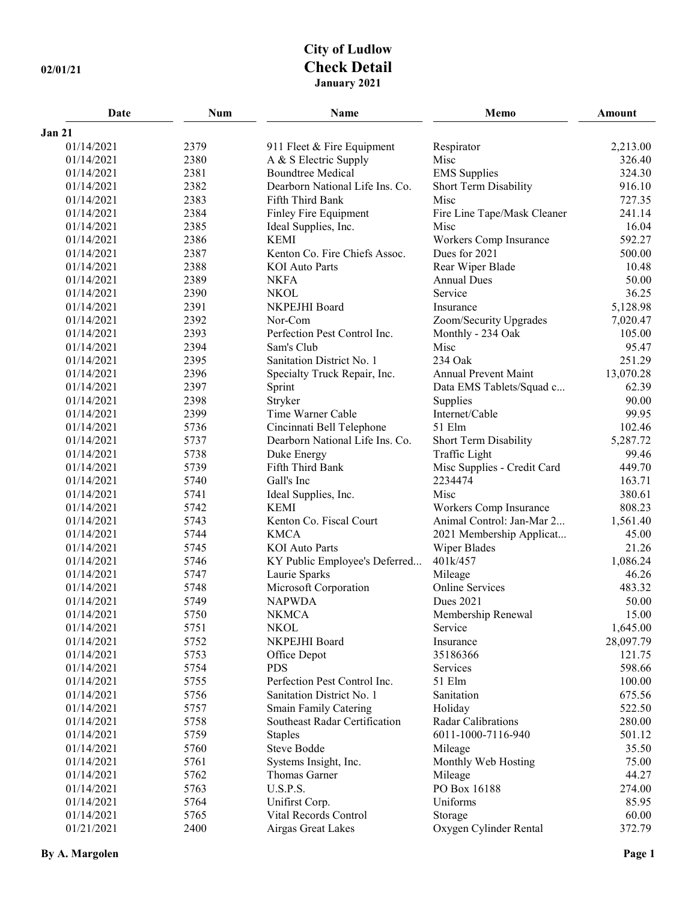# City of Ludlow
## Check Detail
### January 2021

02/01/21

| Date | Num | Name | Memo | Amount |
|---|---|---|---|---|
| **Jan 21** | | | | |
| 01/14/2021 | 2379 | 911 Fleet & Fire Equipment | Respirator | 2,213.00 |
| 01/14/2021 | 2380 | A & S Electric Supply | Misc | 326.40 |
| 01/14/2021 | 2381 | Boundtree Medical | EMS Supplies | 324.30 |
| 01/14/2021 | 2382 | Dearborn National Life Ins. Co. | Short Term Disability | 916.10 |
| 01/14/2021 | 2383 | Fifth Third Bank | Misc | 727.35 |
| 01/14/2021 | 2384 | Finley Fire Equipment | Fire Line Tape/Mask Cleaner | 241.14 |
| 01/14/2021 | 2385 | Ideal Supplies, Inc. | Misc | 16.04 |
| 01/14/2021 | 2386 | KEMI | Workers Comp Insurance | 592.27 |
| 01/14/2021 | 2387 | Kenton Co. Fire Chiefs Assoc. | Dues for 2021 | 500.00 |
| 01/14/2021 | 2388 | KOI Auto Parts | Rear Wiper Blade | 10.48 |
| 01/14/2021 | 2389 | NKFA | Annual Dues | 50.00 |
| 01/14/2021 | 2390 | NKOL | Service | 36.25 |
| 01/14/2021 | 2391 | NKPEJHI Board | Insurance | 5,128.98 |
| 01/14/2021 | 2392 | Nor-Com | Zoom/Security Upgrades | 7,020.47 |
| 01/14/2021 | 2393 | Perfection Pest Control Inc. | Monthly - 234 Oak | 105.00 |
| 01/14/2021 | 2394 | Sam's Club | Misc | 95.47 |
| 01/14/2021 | 2395 | Sanitation District No. 1 | 234 Oak | 251.29 |
| 01/14/2021 | 2396 | Specialty Truck Repair, Inc. | Annual Prevent Maint | 13,070.28 |
| 01/14/2021 | 2397 | Sprint | Data EMS Tablets/Squad c... | 62.39 |
| 01/14/2021 | 2398 | Stryker | Supplies | 90.00 |
| 01/14/2021 | 2399 | Time Warner Cable | Internet/Cable | 99.95 |
| 01/14/2021 | 5736 | Cincinnati Bell Telephone | 51 Elm | 102.46 |
| 01/14/2021 | 5737 | Dearborn National Life Ins. Co. | Short Term Disability | 5,287.72 |
| 01/14/2021 | 5738 | Duke Energy | Traffic Light | 99.46 |
| 01/14/2021 | 5739 | Fifth Third Bank | Misc Supplies - Credit Card | 449.70 |
| 01/14/2021 | 5740 | Gall's Inc | 2234474 | 163.71 |
| 01/14/2021 | 5741 | Ideal Supplies, Inc. | Misc | 380.61 |
| 01/14/2021 | 5742 | KEMI | Workers Comp Insurance | 808.23 |
| 01/14/2021 | 5743 | Kenton Co. Fiscal Court | Animal Control: Jan-Mar 2... | 1,561.40 |
| 01/14/2021 | 5744 | KMCA | 2021 Membership Applicat... | 45.00 |
| 01/14/2021 | 5745 | KOI Auto Parts | Wiper Blades | 21.26 |
| 01/14/2021 | 5746 | KY Public Employee's Deferred... | 401k/457 | 1,086.24 |
| 01/14/2021 | 5747 | Laurie Sparks | Mileage | 46.26 |
| 01/14/2021 | 5748 | Microsoft Corporation | Online Services | 483.32 |
| 01/14/2021 | 5749 | NAPWDA | Dues 2021 | 50.00 |
| 01/14/2021 | 5750 | NKMCA | Membership Renewal | 15.00 |
| 01/14/2021 | 5751 | NKOL | Service | 1,645.00 |
| 01/14/2021 | 5752 | NKPEJHI Board | Insurance | 28,097.79 |
| 01/14/2021 | 5753 | Office Depot | 35186366 | 121.75 |
| 01/14/2021 | 5754 | PDS | Services | 598.66 |
| 01/14/2021 | 5755 | Perfection Pest Control Inc. | 51 Elm | 100.00 |
| 01/14/2021 | 5756 | Sanitation District No. 1 | Sanitation | 675.56 |
| 01/14/2021 | 5757 | Smain Family Catering | Holiday | 522.50 |
| 01/14/2021 | 5758 | Southeast Radar Certification | Radar Calibrations | 280.00 |
| 01/14/2021 | 5759 | Staples | 6011-1000-7116-940 | 501.12 |
| 01/14/2021 | 5760 | Steve Bodde | Mileage | 35.50 |
| 01/14/2021 | 5761 | Systems Insight, Inc. | Monthly Web Hosting | 75.00 |
| 01/14/2021 | 5762 | Thomas Garner | Mileage | 44.27 |
| 01/14/2021 | 5763 | U.S.P.S. | PO Box 16188 | 274.00 |
| 01/14/2021 | 5764 | Unifirst Corp. | Uniforms | 85.95 |
| 01/14/2021 | 5765 | Vital Records Control | Storage | 60.00 |
| 01/21/2021 | 2400 | Airgas Great Lakes | Oxygen Cylinder Rental | 372.79 |

By A. Margolen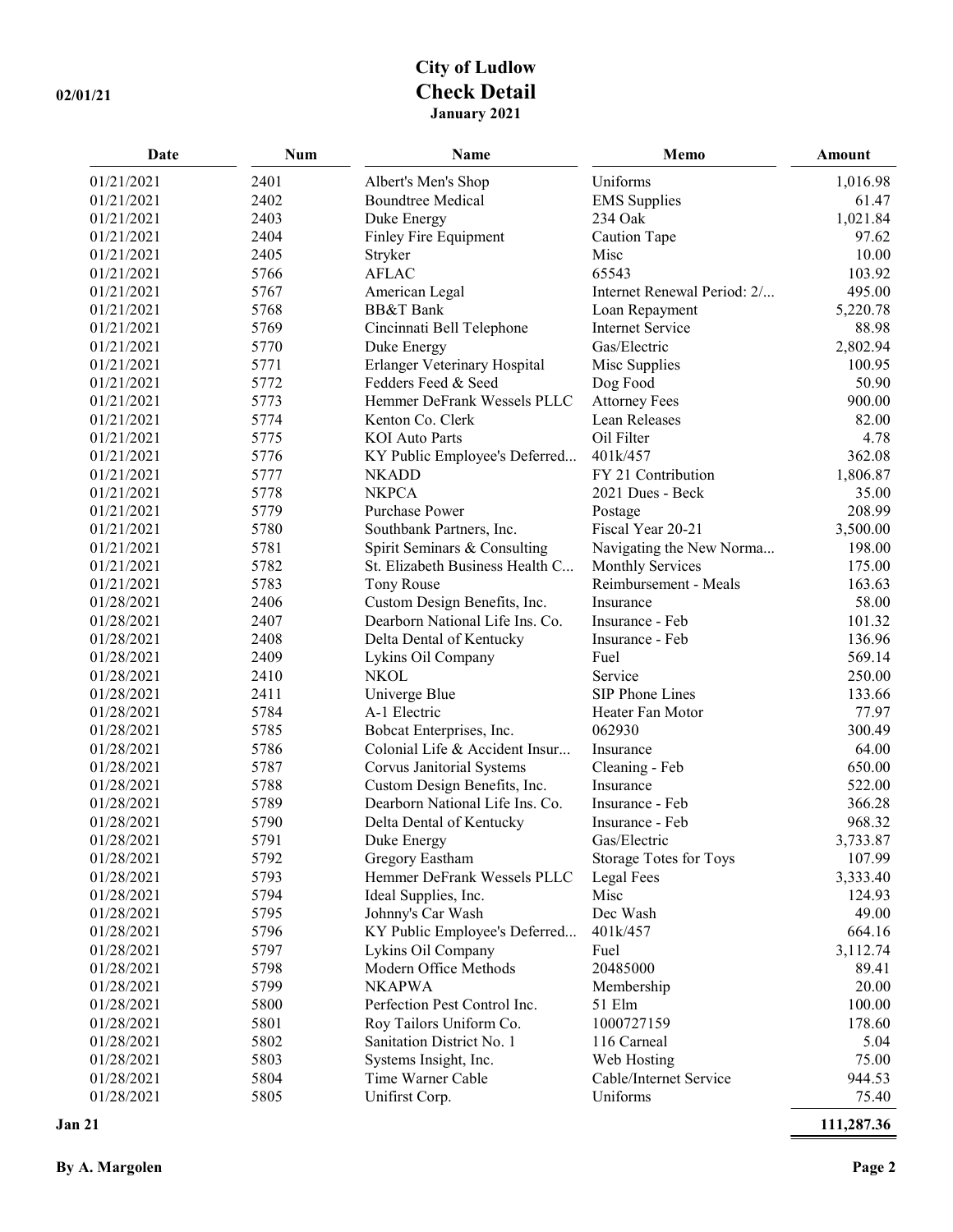# City of Ludlow

## Check Detail

### January 2021

02/01/21

| Date | Num | Name | Memo | Amount |
|---|---|---|---|---|
| 01/21/2021 | 2401 | Albert's Men's Shop | Uniforms | 1,016.98 |
| 01/21/2021 | 2402 | Boundtree Medical | EMS Supplies | 61.47 |
| 01/21/2021 | 2403 | Duke Energy | 234 Oak | 1,021.84 |
| 01/21/2021 | 2404 | Finley Fire Equipment | Caution Tape | 97.62 |
| 01/21/2021 | 2405 | Stryker | Misc | 10.00 |
| 01/21/2021 | 5766 | AFLAC | 65543 | 103.92 |
| 01/21/2021 | 5767 | American Legal | Internet Renewal Period: 2/... | 495.00 |
| 01/21/2021 | 5768 | BB&T Bank | Loan Repayment | 5,220.78 |
| 01/21/2021 | 5769 | Cincinnati Bell Telephone | Internet Service | 88.98 |
| 01/21/2021 | 5770 | Duke Energy | Gas/Electric | 2,802.94 |
| 01/21/2021 | 5771 | Erlanger Veterinary Hospital | Misc Supplies | 100.95 |
| 01/21/2021 | 5772 | Fedders Feed & Seed | Dog Food | 50.90 |
| 01/21/2021 | 5773 | Hemmer DeFrank Wessels PLLC | Attorney Fees | 900.00 |
| 01/21/2021 | 5774 | Kenton Co. Clerk | Lean Releases | 82.00 |
| 01/21/2021 | 5775 | KOI Auto Parts | Oil Filter | 4.78 |
| 01/21/2021 | 5776 | KY Public Employee's Deferred... | 401k/457 | 362.08 |
| 01/21/2021 | 5777 | NKADD | FY 21 Contribution | 1,806.87 |
| 01/21/2021 | 5778 | NKPCA | 2021 Dues - Beck | 35.00 |
| 01/21/2021 | 5779 | Purchase Power | Postage | 208.99 |
| 01/21/2021 | 5780 | Southbank Partners, Inc. | Fiscal Year 20-21 | 3,500.00 |
| 01/21/2021 | 5781 | Spirit Seminars & Consulting | Navigating the New Norma... | 198.00 |
| 01/21/2021 | 5782 | St. Elizabeth Business Health C... | Monthly Services | 175.00 |
| 01/21/2021 | 5783 | Tony Rouse | Reimbursement - Meals | 163.63 |
| 01/28/2021 | 2406 | Custom Design Benefits, Inc. | Insurance | 58.00 |
| 01/28/2021 | 2407 | Dearborn National Life Ins. Co. | Insurance - Feb | 101.32 |
| 01/28/2021 | 2408 | Delta Dental of Kentucky | Insurance - Feb | 136.96 |
| 01/28/2021 | 2409 | Lykins Oil Company | Fuel | 569.14 |
| 01/28/2021 | 2410 | NKOL | Service | 250.00 |
| 01/28/2021 | 2411 | Univerge Blue | SIP Phone Lines | 133.66 |
| 01/28/2021 | 5784 | A-1 Electric | Heater Fan Motor | 77.97 |
| 01/28/2021 | 5785 | Bobcat Enterprises, Inc. | 062930 | 300.49 |
| 01/28/2021 | 5786 | Colonial Life & Accident Insur... | Insurance | 64.00 |
| 01/28/2021 | 5787 | Corvus Janitorial Systems | Cleaning - Feb | 650.00 |
| 01/28/2021 | 5788 | Custom Design Benefits, Inc. | Insurance | 522.00 |
| 01/28/2021 | 5789 | Dearborn National Life Ins. Co. | Insurance - Feb | 366.28 |
| 01/28/2021 | 5790 | Delta Dental of Kentucky | Insurance - Feb | 968.32 |
| 01/28/2021 | 5791 | Duke Energy | Gas/Electric | 3,733.87 |
| 01/28/2021 | 5792 | Gregory Eastham | Storage Totes for Toys | 107.99 |
| 01/28/2021 | 5793 | Hemmer DeFrank Wessels PLLC | Legal Fees | 3,333.40 |
| 01/28/2021 | 5794 | Ideal Supplies, Inc. | Misc | 124.93 |
| 01/28/2021 | 5795 | Johnny's Car Wash | Dec Wash | 49.00 |
| 01/28/2021 | 5796 | KY Public Employee's Deferred... | 401k/457 | 664.16 |
| 01/28/2021 | 5797 | Lykins Oil Company | Fuel | 3,112.74 |
| 01/28/2021 | 5798 | Modern Office Methods | 20485000 | 89.41 |
| 01/28/2021 | 5799 | NKAPWA | Membership | 20.00 |
| 01/28/2021 | 5800 | Perfection Pest Control Inc. | 51 Elm | 100.00 |
| 01/28/2021 | 5801 | Roy Tailors Uniform Co. | 1000727159 | 178.60 |
| 01/28/2021 | 5802 | Sanitation District No. 1 | 116 Carneal | 5.04 |
| 01/28/2021 | 5803 | Systems Insight, Inc. | Web Hosting | 75.00 |
| 01/28/2021 | 5804 | Time Warner Cable | Cable/Internet Service | 944.53 |
| 01/28/2021 | 5805 | Unifirst Corp. | Uniforms | 75.40 |
| **Jan 21** | | | | **111,287.36** |

By A. Margolen